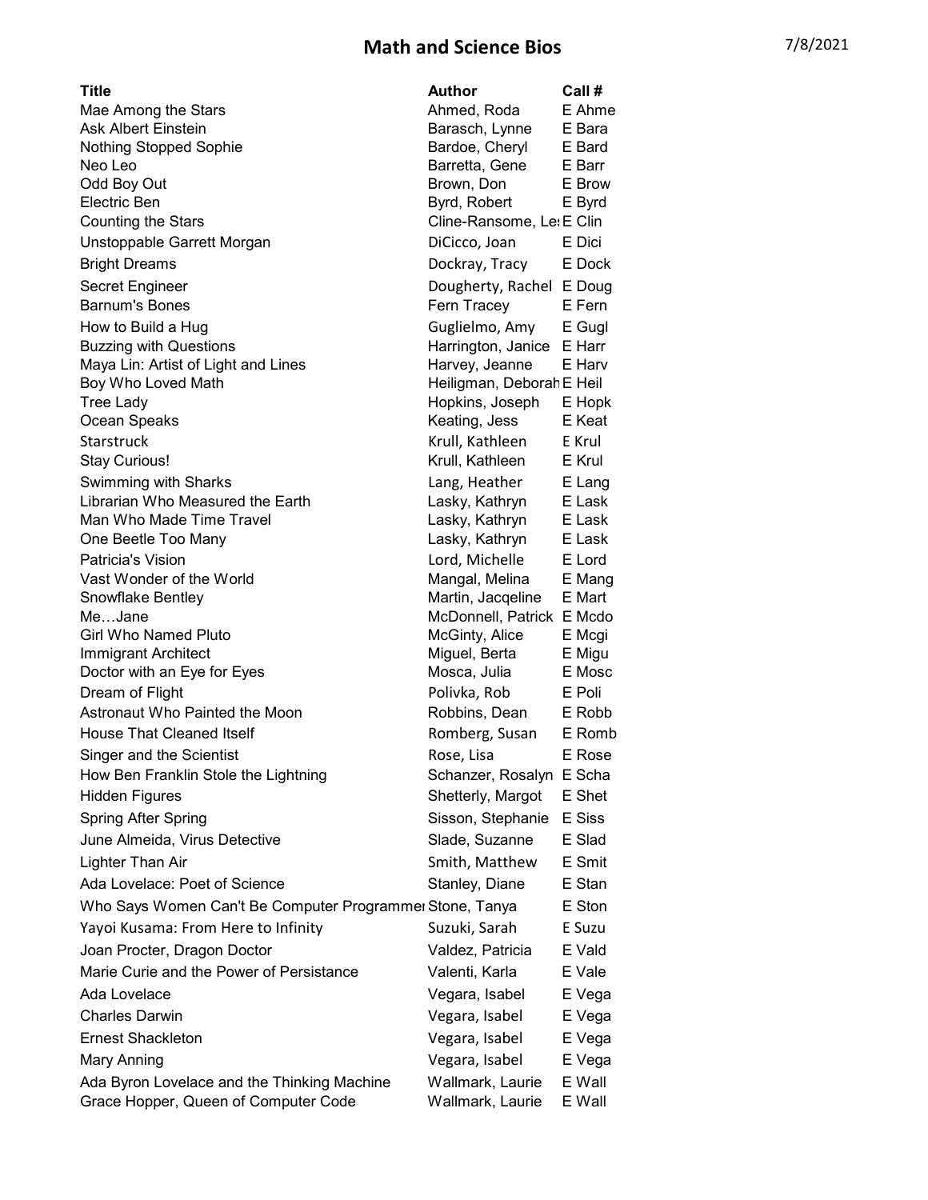# Math and Science Bios

7/8/2021

| Title | Author | Call # |
|---|---|---|
| Mae Among the Stars | Ahmed, Roda | E Ahme |
| Ask Albert Einstein | Barasch, Lynne | E Bara |
| Nothing Stopped Sophie | Bardoe, Cheryl | E Bard |
| Neo Leo | Barretta, Gene | E Barr |
| Odd Boy Out | Brown, Don | E Brow |
| Electric Ben | Byrd, Robert | E Byrd |
| Counting the Stars | Cline-Ransome, Le | E Clin |
| Unstoppable Garrett Morgan | DiCicco, Joan | E Dici |
| Bright Dreams | Dockray, Tracy | E Dock |
| Secret Engineer | Dougherty, Rachel | E Doug |
| Barnum's Bones | Fern Tracey | E Fern |
| How to Build a Hug | Guglielmo, Amy | E Gugl |
| Buzzing with Questions | Harrington, Janice | E Harr |
| Maya Lin: Artist of Light and Lines | Harvey, Jeanne | E Harv |
| Boy Who Loved Math | Heiligman, Deborah | E Heil |
| Tree Lady | Hopkins, Joseph | E Hopk |
| Ocean Speaks | Keating, Jess | E Keat |
| Starstruck | Krull, Kathleen | E Krul |
| Stay Curious! | Krull, Kathleen | E Krul |
| Swimming with Sharks | Lang, Heather | E Lang |
| Librarian Who Measured the Earth | Lasky, Kathryn | E Lask |
| Man Who Made Time Travel | Lasky, Kathryn | E Lask |
| One Beetle Too Many | Lasky, Kathryn | E Lask |
| Patricia's Vision | Lord, Michelle | E Lord |
| Vast Wonder of the World | Mangal, Melina | E Mang |
| Snowflake Bentley | Martin, Jacqeline | E Mart |
| Me…Jane | McDonnell, Patrick | E Mcdo |
| Girl Who Named Pluto | McGinty, Alice | E Mcgi |
| Immigrant Architect | Miguel, Berta | E Migu |
| Doctor with an Eye for Eyes | Mosca, Julia | E Mosc |
| Dream of Flight | Polivka, Rob | E Poli |
| Astronaut Who Painted the Moon | Robbins, Dean | E Robb |
| House That Cleaned Itself | Romberg, Susan | E Romb |
| Singer and the Scientist | Rose, Lisa | E Rose |
| How Ben Franklin Stole the Lightning | Schanzer, Rosalyn | E Scha |
| Hidden Figures | Shetterly, Margot | E Shet |
| Spring After Spring | Sisson, Stephanie | E Siss |
| June Almeida, Virus Detective | Slade, Suzanne | E Slad |
| Lighter Than Air | Smith, Matthew | E Smit |
| Ada Lovelace: Poet of Science | Stanley, Diane | E Stan |
| Who Says Women Can't Be Computer Programmer | Stone, Tanya | E Ston |
| Yayoi Kusama: From Here to Infinity | Suzuki, Sarah | E Suzu |
| Joan Procter, Dragon Doctor | Valdez, Patricia | E Vald |
| Marie Curie and the Power of Persistance | Valenti, Karla | E Vale |
| Ada Lovelace | Vegara, Isabel | E Vega |
| Charles Darwin | Vegara, Isabel | E Vega |
| Ernest Shackleton | Vegara, Isabel | E Vega |
| Mary Anning | Vegara, Isabel | E Vega |
| Ada Byron Lovelace and the Thinking Machine | Wallmark, Laurie | E Wall |
| Grace Hopper, Queen of Computer Code | Wallmark, Laurie | E Wall |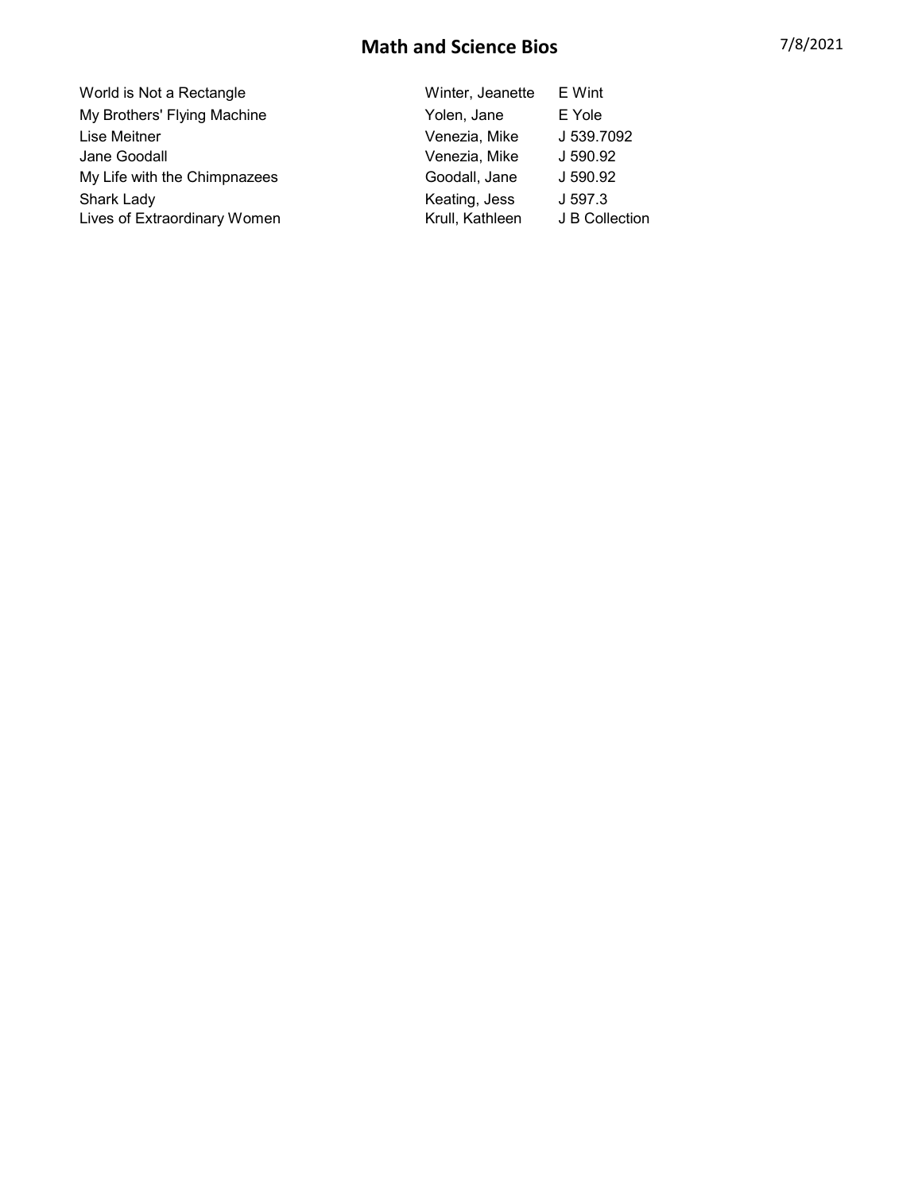# Math and Science Bios

7/8/2021

| | | |
|---|---|---|
| World is Not a Rectangle | Winter, Jeanette | E Wint |
| My Brothers' Flying Machine | Yolen, Jane | E Yole |
| Lise Meitner | Venezia, Mike | J 539.7092 |
| Jane Goodall | Venezia, Mike | J 590.92 |
| My Life with the Chimpnazees | Goodall, Jane | J 590.92 |
| Shark Lady | Keating, Jess | J 597.3 |
| Lives of Extraordinary Women | Krull, Kathleen | J B Collection |